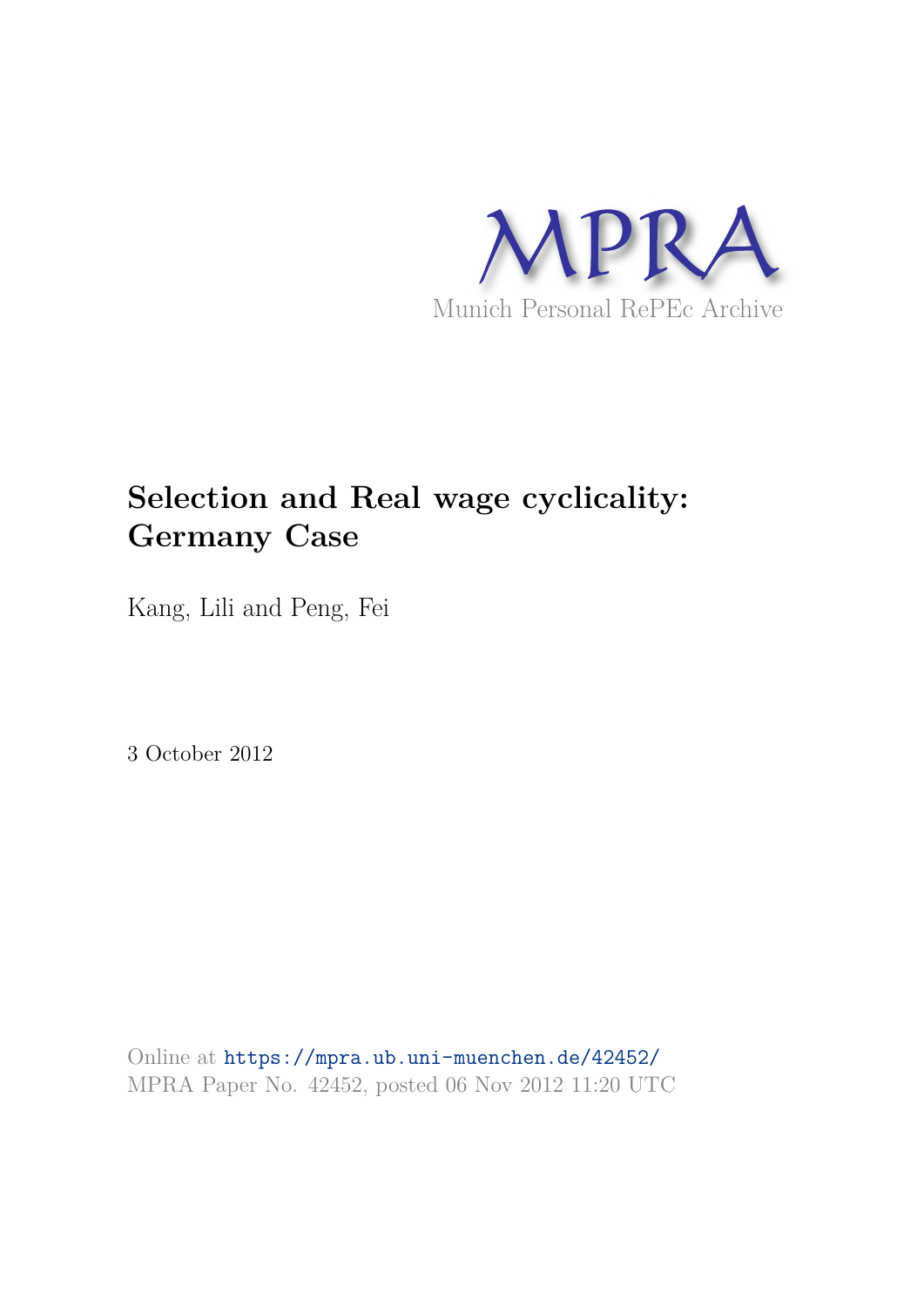MPRA

Munich Personal RePEc Archive

# Selection and Real wage cyclicality: Germany Case

Kang, Lili and Peng, Fei

3 October 2012

Online at https://mpra.ub.uni-muenchen.de/42452/
MPRA Paper No. 42452, posted 06 Nov 2012 11:20 UTC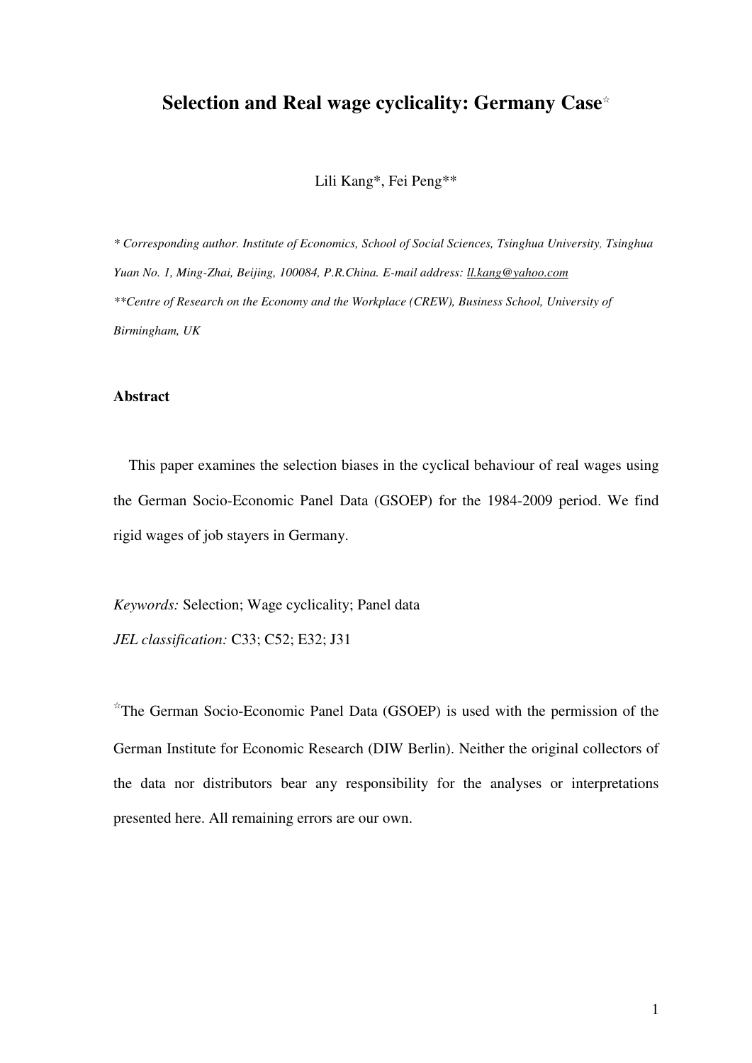# Selection and Real wage cyclicality: Germany Case☆

Lili Kang*, Fei Peng**

*\* Corresponding author. Institute of Economics, School of Social Sciences, Tsinghua University, Tsinghua Yuan No. 1, Ming-Zhai, Beijing, 100084, P.R.China. E-mail address: ll.kang@yahoo.com*

*\*\*Centre of Research on the Economy and the Workplace (CREW), Business School, University of Birmingham, UK*

**Abstract**

This paper examines the selection biases in the cyclical behaviour of real wages using the German Socio-Economic Panel Data (GSOEP) for the 1984-2009 period. We find rigid wages of job stayers in Germany.

*Keywords:* Selection; Wage cyclicality; Panel data

*JEL classification:* C33; C52; E32; J31

☆The German Socio-Economic Panel Data (GSOEP) is used with the permission of the German Institute for Economic Research (DIW Berlin). Neither the original collectors of the data nor distributors bear any responsibility for the analyses or interpretations presented here. All remaining errors are our own.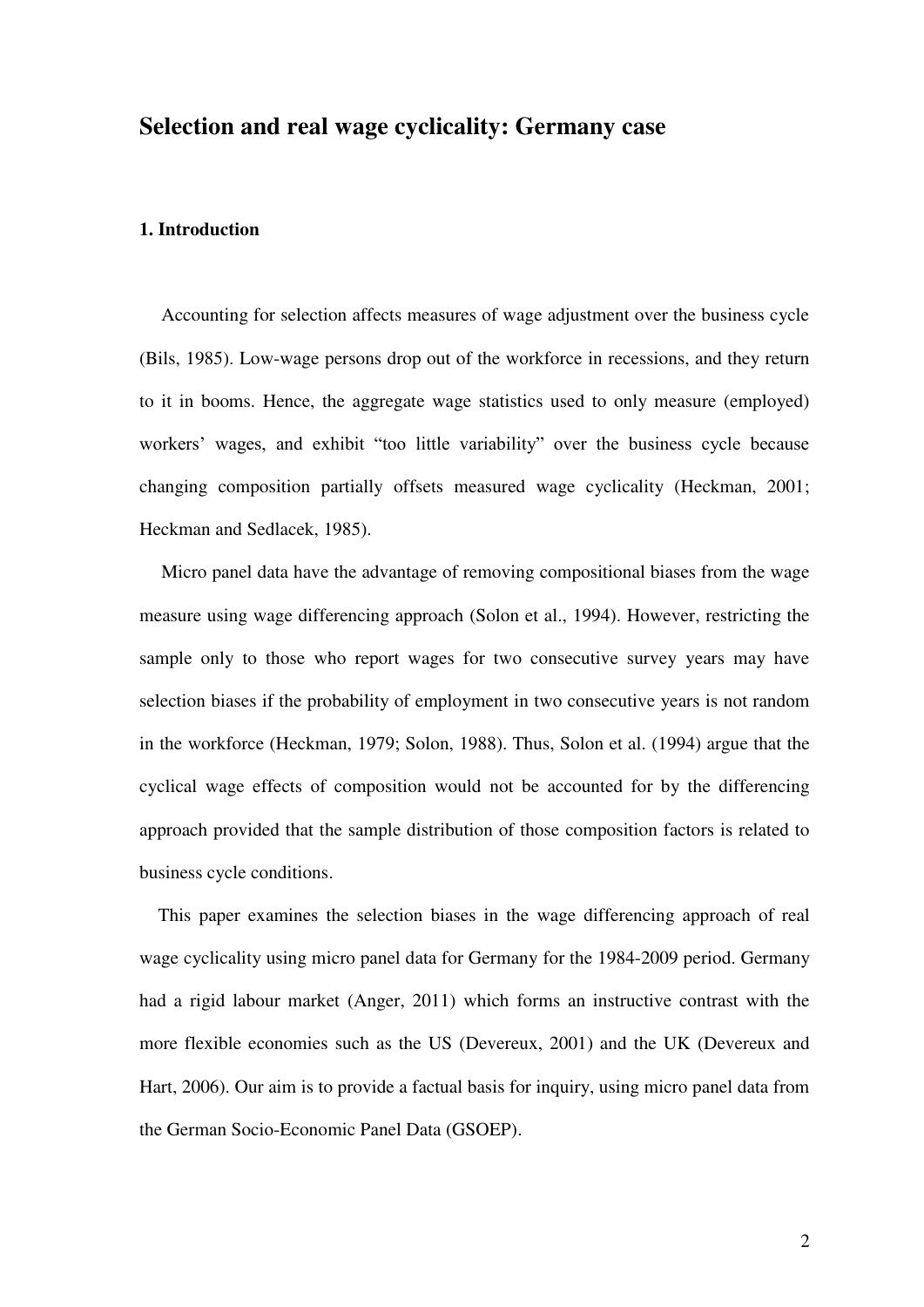# Selection and real wage cyclicality: Germany case

## 1. Introduction

Accounting for selection affects measures of wage adjustment over the business cycle (Bils, 1985). Low-wage persons drop out of the workforce in recessions, and they return to it in booms. Hence, the aggregate wage statistics used to only measure (employed) workers' wages, and exhibit "too little variability" over the business cycle because changing composition partially offsets measured wage cyclicality (Heckman, 2001; Heckman and Sedlacek, 1985).

Micro panel data have the advantage of removing compositional biases from the wage measure using wage differencing approach (Solon et al., 1994). However, restricting the sample only to those who report wages for two consecutive survey years may have selection biases if the probability of employment in two consecutive years is not random in the workforce (Heckman, 1979; Solon, 1988). Thus, Solon et al. (1994) argue that the cyclical wage effects of composition would not be accounted for by the differencing approach provided that the sample distribution of those composition factors is related to business cycle conditions.

This paper examines the selection biases in the wage differencing approach of real wage cyclicality using micro panel data for Germany for the 1984-2009 period. Germany had a rigid labour market (Anger, 2011) which forms an instructive contrast with the more flexible economies such as the US (Devereux, 2001) and the UK (Devereux and Hart, 2006). Our aim is to provide a factual basis for inquiry, using micro panel data from the German Socio-Economic Panel Data (GSOEP).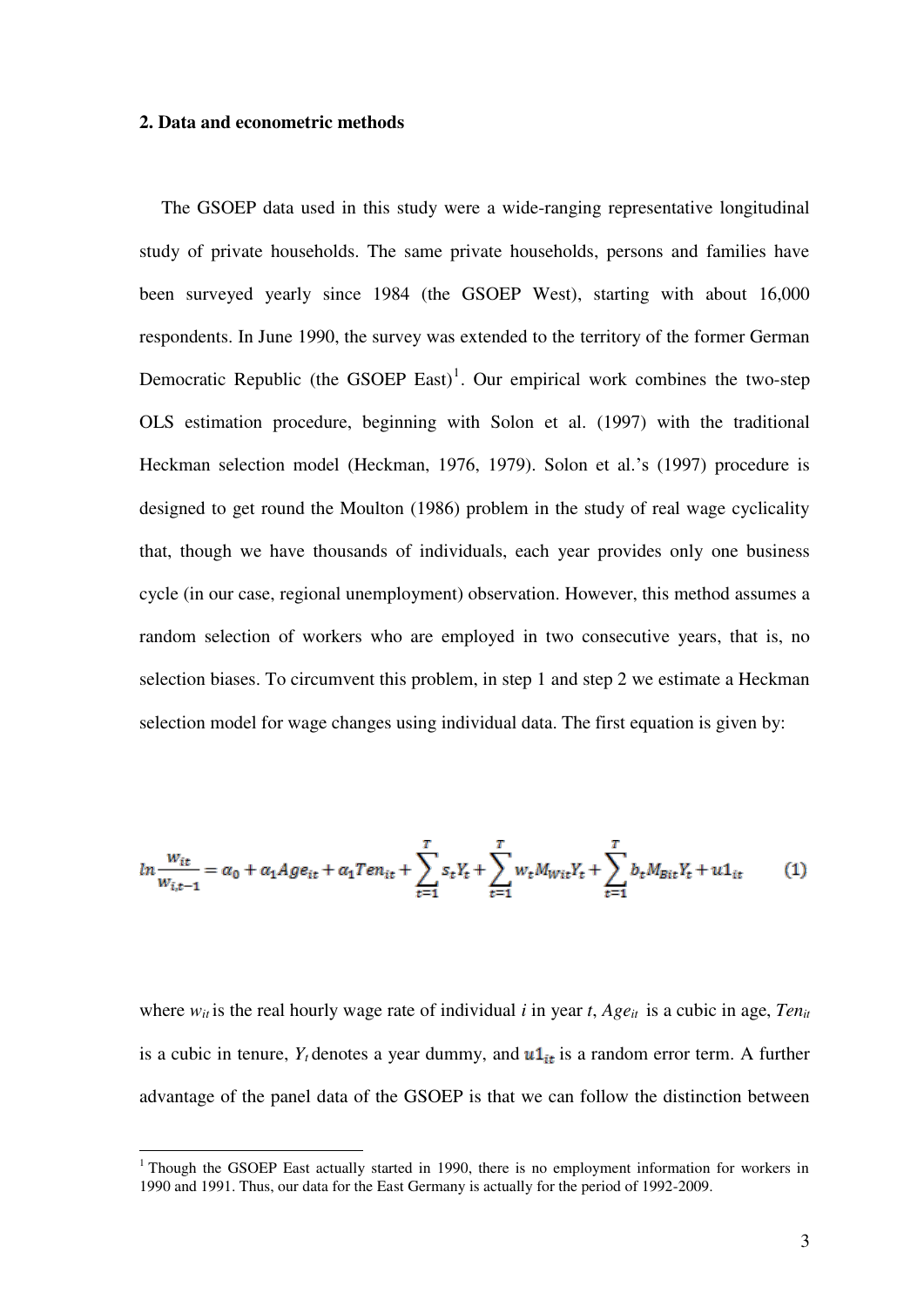## 2. Data and econometric methods

The GSOEP data used in this study were a wide-ranging representative longitudinal study of private households. The same private households, persons and families have been surveyed yearly since 1984 (the GSOEP West), starting with about 16,000 respondents. In June 1990, the survey was extended to the territory of the former German Democratic Republic (the GSOEP East)[1]. Our empirical work combines the two-step OLS estimation procedure, beginning with Solon et al. (1997) with the traditional Heckman selection model (Heckman, 1976, 1979). Solon et al.'s (1997) procedure is designed to get round the Moulton (1986) problem in the study of real wage cyclicality that, though we have thousands of individuals, each year provides only one business cycle (in our case, regional unemployment) observation. However, this method assumes a random selection of workers who are employed in two consecutive years, that is, no selection biases. To circumvent this problem, in step 1 and step 2 we estimate a Heckman selection model for wage changes using individual data. The first equation is given by:

$$ln\frac{w_{it}}{w_{i,t-1}} = \alpha_0 + \alpha_1 Age_{it} + \alpha_1 Ten_{it} + \sum_{t=1}^{T} s_t Y_t + \sum_{t=1}^{T} w_t M_{Wit} Y_t + \sum_{t=1}^{T} b_t M_{Bit} Y_t + u1_{it} \qquad (1)$$

where $w_{it}$ is the real hourly wage rate of individual *i* in year *t*, $Age_{it}$ is a cubic in age, $Ten_{it}$ is a cubic in tenure, $Y_t$ denotes a year dummy, and $u1_{it}$ is a random error term. A further advantage of the panel data of the GSOEP is that we can follow the distinction between

[1] Though the GSOEP East actually started in 1990, there is no employment information for workers in 1990 and 1991. Thus, our data for the East Germany is actually for the period of 1992-2009.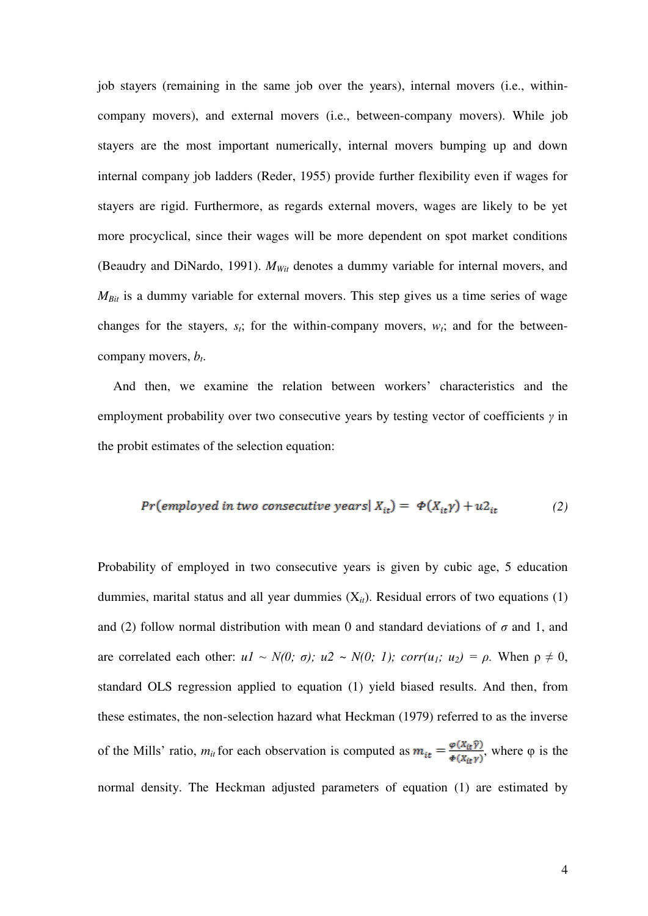job stayers (remaining in the same job over the years), internal movers (i.e., within-company movers), and external movers (i.e., between-company movers). While job stayers are the most important numerically, internal movers bumping up and down internal company job ladders (Reder, 1955) provide further flexibility even if wages for stayers are rigid. Furthermore, as regards external movers, wages are likely to be yet more procyclical, since their wages will be more dependent on spot market conditions (Beaudry and DiNardo, 1991). $M_{Wit}$ denotes a dummy variable for internal movers, and $M_{Bit}$ is a dummy variable for external movers. This step gives us a time series of wage changes for the stayers, $s_t$; for the within-company movers, $w_t$; and for the between-company movers, $b_t$.

And then, we examine the relation between workers' characteristics and the employment probability over two consecutive years by testing vector of coefficients $\gamma$ in the probit estimates of the selection equation:

$$Pr(\textit{employed in two consecutive years} |\ X_{it}) = \ \Phi(X_{it}\gamma) + u2_{it} \tag{2}$$

Probability of employed in two consecutive years is given by cubic age, 5 education dummies, marital status and all year dummies ($X_{it}$). Residual errors of two equations (1) and (2) follow normal distribution with mean 0 and standard deviations of $\sigma$ and 1, and are correlated each other: $u1 \sim N(0;\ \sigma)$; $u2 \sim N(0;\ 1)$; $corr(u_1;\ u_2) = \rho$. When $\rho \neq 0$, standard OLS regression applied to equation (1) yield biased results. And then, from these estimates, the non-selection hazard what Heckman (1979) referred to as the inverse of the Mills' ratio, $m_{it}$ for each observation is computed as $m_{it} = \frac{\varphi(X_{it}\hat{\gamma})}{\Phi(X_{it}\gamma)}$, where φ is the normal density. The Heckman adjusted parameters of equation (1) are estimated by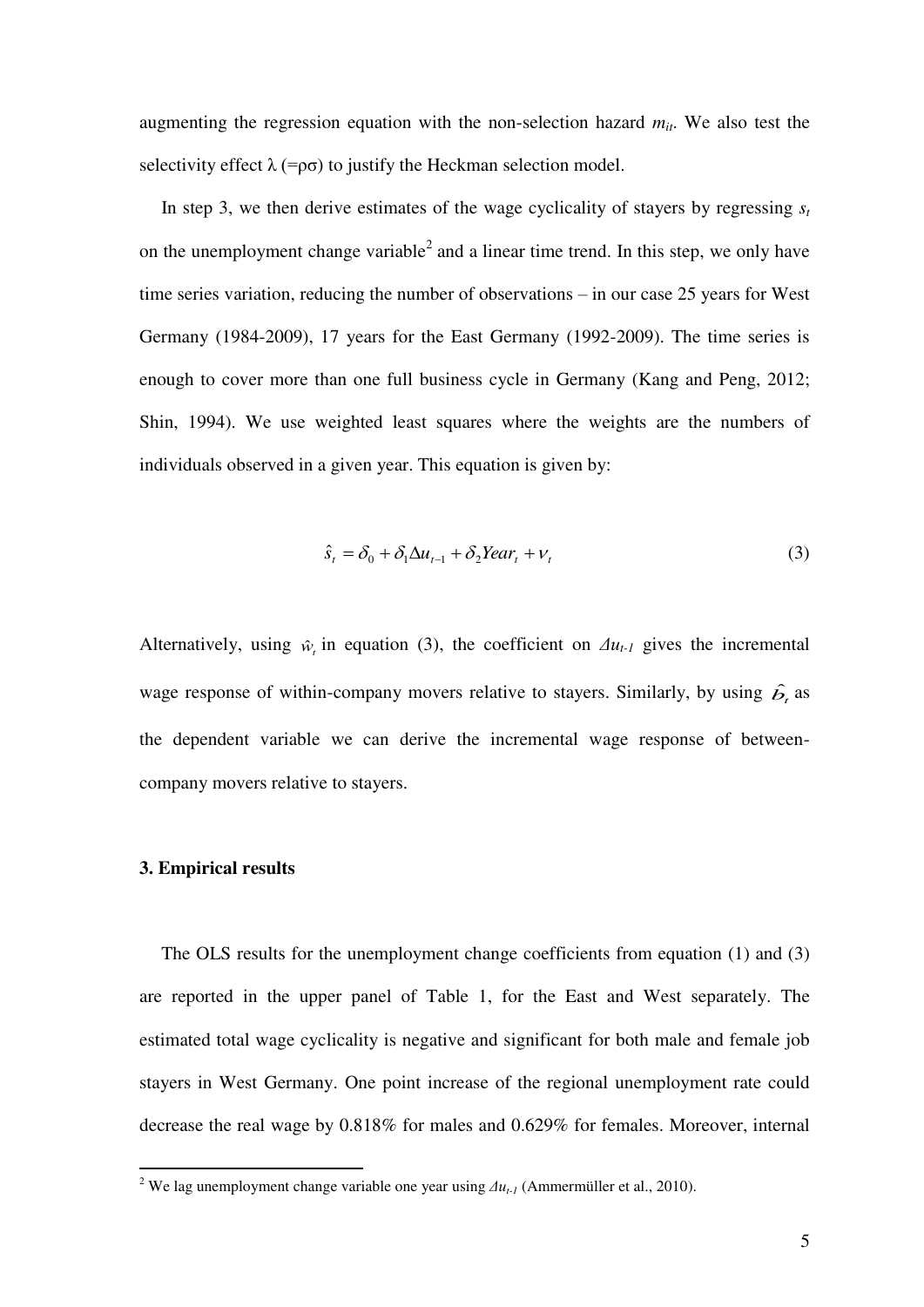augmenting the regression equation with the non-selection hazard $m_{it}$. We also test the selectivity effect λ (=ρσ) to justify the Heckman selection model.

In step 3, we then derive estimates of the wage cyclicality of stayers by regressing $s_t$ on the unemployment change variable[2] and a linear time trend. In this step, we only have time series variation, reducing the number of observations – in our case 25 years for West Germany (1984-2009), 17 years for the East Germany (1992-2009). The time series is enough to cover more than one full business cycle in Germany (Kang and Peng, 2012; Shin, 1994). We use weighted least squares where the weights are the numbers of individuals observed in a given year. This equation is given by:

$$\hat{s}_t = \delta_0 + \delta_1 \Delta u_{t-1} + \delta_2 Year_t + \nu_t \tag{3}$$

Alternatively, using $\hat{w}_t$ in equation (3), the coefficient on $\Delta u_{t-1}$ gives the incremental wage response of within-company movers relative to stayers. Similarly, by using $\hat{b}_t$ as the dependent variable we can derive the incremental wage response of between-company movers relative to stayers.

### 3. Empirical results

The OLS results for the unemployment change coefficients from equation (1) and (3) are reported in the upper panel of Table 1, for the East and West separately. The estimated total wage cyclicality is negative and significant for both male and female job stayers in West Germany. One point increase of the regional unemployment rate could decrease the real wage by 0.818% for males and 0.629% for females. Moreover, internal

[2] We lag unemployment change variable one year using $\Delta u_{t-1}$ (Ammermüller et al., 2010).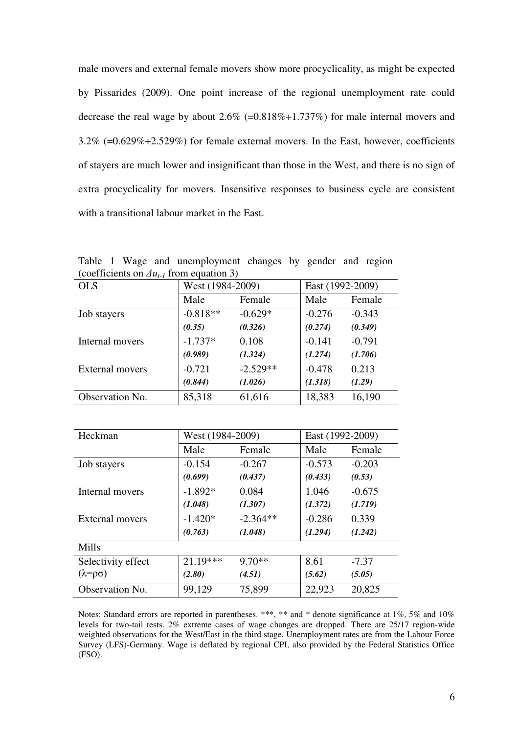male movers and external female movers show more procyclicality, as might be expected by Pissarides (2009). One point increase of the regional unemployment rate could decrease the real wage by about 2.6% (=0.818%+1.737%) for male internal movers and 3.2% (=0.629%+2.529%) for female external movers. In the East, however, coefficients of stayers are much lower and insignificant than those in the West, and there is no sign of extra procyclicality for movers. Insensitive responses to business cycle are consistent with a transitional labour market in the East.

Table 1 Wage and unemployment changes by gender and region (coefficients on $\Delta u_{t-1}$ from equation 3)

| OLS | West (1984-2009) | | East (1992-2009) | |
|---|---|---|---|---|
| | Male | Female | Male | Female |
| Job stayers | -0.818** | -0.629* | -0.276 | -0.343 |
| | ***(0.35)*** | ***(0.326)*** | ***(0.274)*** | ***(0.349)*** |
| Internal movers | -1.737* | 0.108 | -0.141 | -0.791 |
| | ***(0.989)*** | ***(1.324)*** | ***(1.274)*** | ***(1.706)*** |
| External movers | -0.721 | -2.529** | -0.478 | 0.213 |
| | ***(0.844)*** | ***(1.026)*** | ***(1.318)*** | ***(1.29)*** |
| Observation No. | 85,318 | 61,616 | 18,383 | 16,190 |

| Heckman | West (1984-2009) | | East (1992-2009) | |
|---|---|---|---|---|
| | Male | Female | Male | Female |
| Job stayers | -0.154 | -0.267 | -0.573 | -0.203 |
| | ***(0.699)*** | ***(0.437)*** | ***(0.433)*** | ***(0.53)*** |
| Internal movers | -1.892* | 0.084 | 1.046 | -0.675 |
| | ***(1.048)*** | ***(1.307)*** | ***(1.372)*** | ***(1.719)*** |
| External movers | -1.420* | -2.364** | -0.286 | 0.339 |
| | ***(0.763)*** | ***(1.048)*** | ***(1.294)*** | ***(1.242)*** |
| Mills | | | | |
| Selectivity effect ($\lambda=\rho\sigma$) | 21.19*** | 9.70** | 8.61 | -7.37 |
| | ***(2.80)*** | ***(4.51)*** | ***(5.62)*** | ***(5.05)*** |
| Observation No. | 99,129 | 75,899 | 22,923 | 20,825 |

Notes: Standard errors are reported in parentheses. ***, ** and * denote significance at 1%, 5% and 10% levels for two-tail tests. 2% extreme cases of wage changes are dropped. There are 25/17 region-wide weighted observations for the West/East in the third stage. Unemployment rates are from the Labour Force Survey (LFS)-Germany. Wage is deflated by regional CPI, also provided by the Federal Statistics Office (FSO).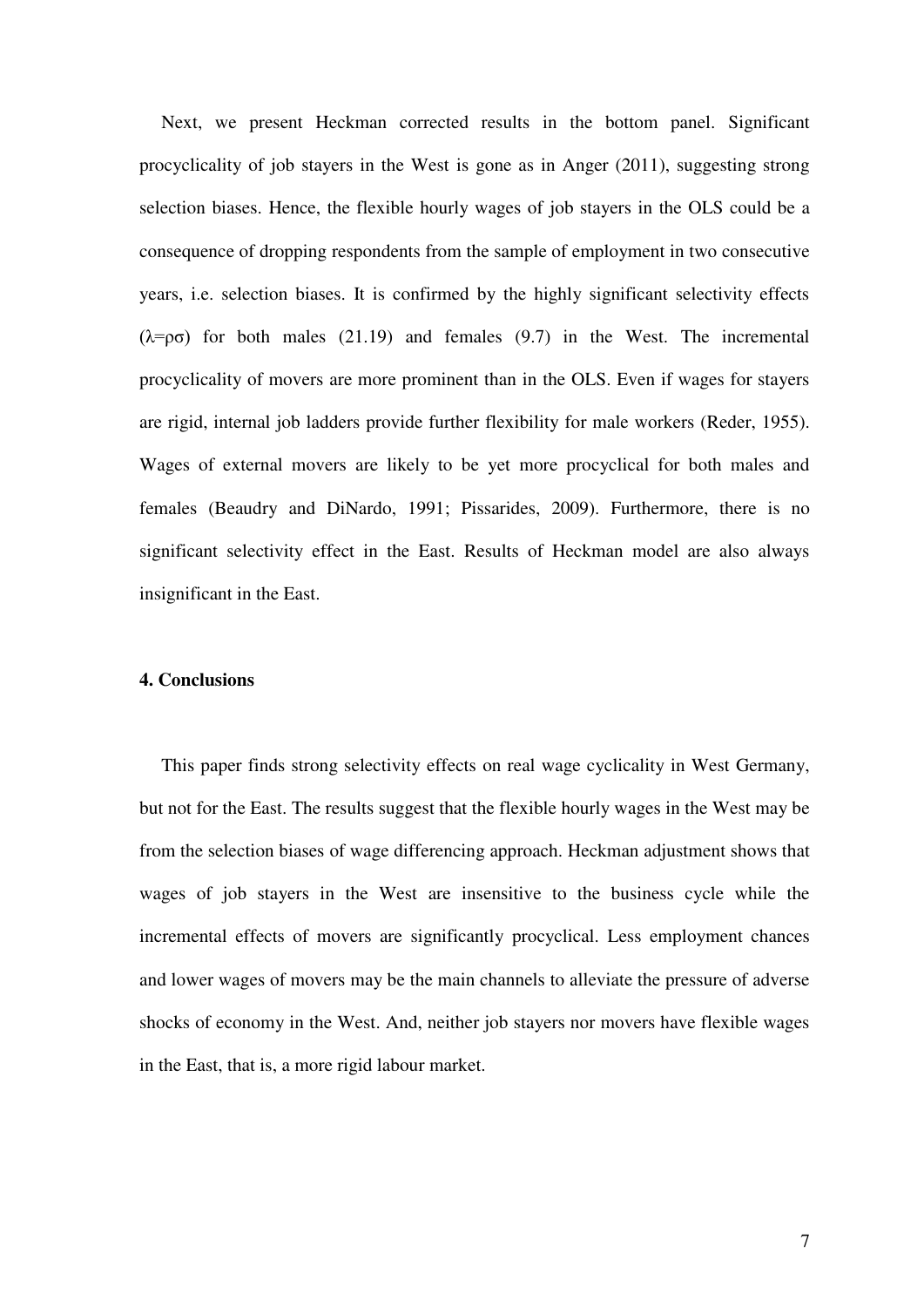Next, we present Heckman corrected results in the bottom panel. Significant procyclicality of job stayers in the West is gone as in Anger (2011), suggesting strong selection biases. Hence, the flexible hourly wages of job stayers in the OLS could be a consequence of dropping respondents from the sample of employment in two consecutive years, i.e. selection biases. It is confirmed by the highly significant selectivity effects ($\lambda=\rho\sigma$) for both males (21.19) and females (9.7) in the West. The incremental procyclicality of movers are more prominent than in the OLS. Even if wages for stayers are rigid, internal job ladders provide further flexibility for male workers (Reder, 1955). Wages of external movers are likely to be yet more procyclical for both males and females (Beaudry and DiNardo, 1991; Pissarides, 2009). Furthermore, there is no significant selectivity effect in the East. Results of Heckman model are also always insignificant in the East.

**4. Conclusions**

This paper finds strong selectivity effects on real wage cyclicality in West Germany, but not for the East. The results suggest that the flexible hourly wages in the West may be from the selection biases of wage differencing approach. Heckman adjustment shows that wages of job stayers in the West are insensitive to the business cycle while the incremental effects of movers are significantly procyclical. Less employment chances and lower wages of movers may be the main channels to alleviate the pressure of adverse shocks of economy in the West. And, neither job stayers nor movers have flexible wages in the East, that is, a more rigid labour market.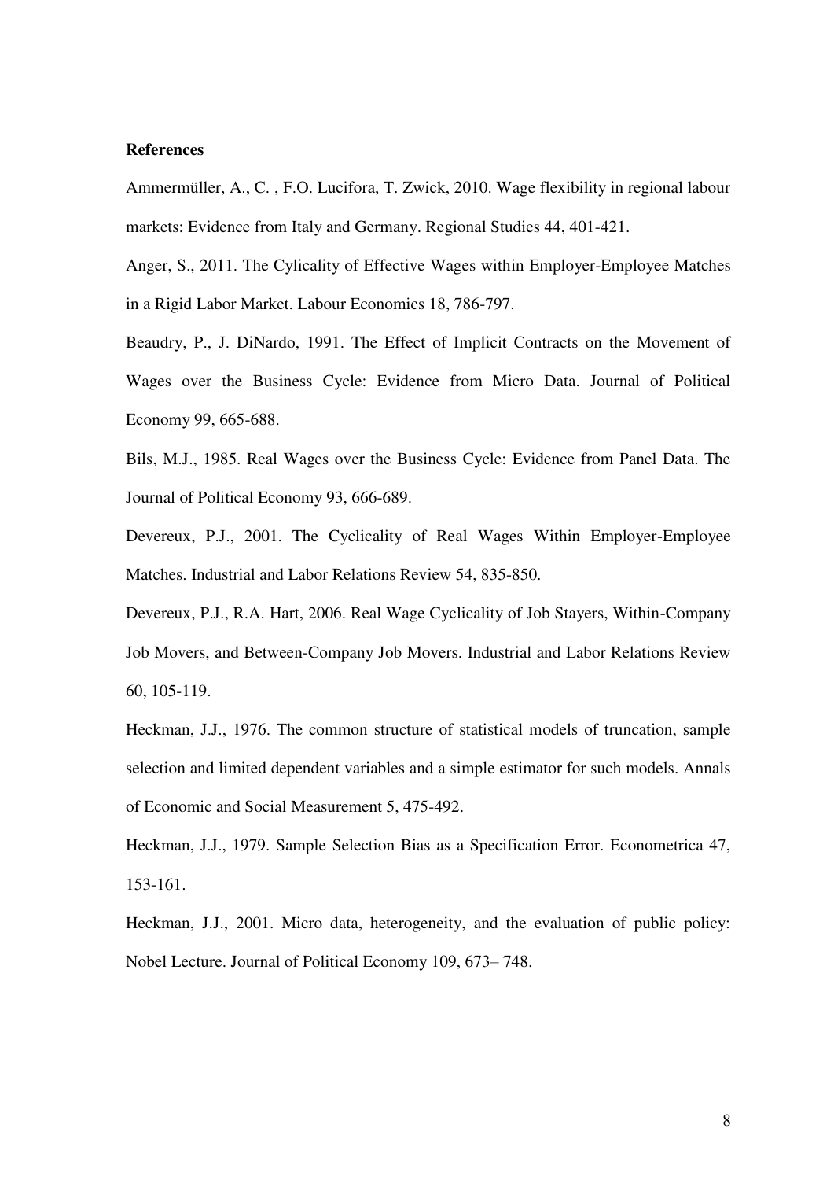**References**

Ammermüller, A., C. , F.O. Lucifora, T. Zwick, 2010. Wage flexibility in regional labour markets: Evidence from Italy and Germany. Regional Studies 44, 401-421.

Anger, S., 2011. The Cylicality of Effective Wages within Employer-Employee Matches in a Rigid Labor Market. Labour Economics 18, 786-797.

Beaudry, P., J. DiNardo, 1991. The Effect of Implicit Contracts on the Movement of Wages over the Business Cycle: Evidence from Micro Data. Journal of Political Economy 99, 665-688.

Bils, M.J., 1985. Real Wages over the Business Cycle: Evidence from Panel Data. The Journal of Political Economy 93, 666-689.

Devereux, P.J., 2001. The Cyclicality of Real Wages Within Employer-Employee Matches. Industrial and Labor Relations Review 54, 835-850.

Devereux, P.J., R.A. Hart, 2006. Real Wage Cyclicality of Job Stayers, Within-Company Job Movers, and Between-Company Job Movers. Industrial and Labor Relations Review 60, 105-119.

Heckman, J.J., 1976. The common structure of statistical models of truncation, sample selection and limited dependent variables and a simple estimator for such models. Annals of Economic and Social Measurement 5, 475-492.

Heckman, J.J., 1979. Sample Selection Bias as a Specification Error. Econometrica 47, 153-161.

Heckman, J.J., 2001. Micro data, heterogeneity, and the evaluation of public policy: Nobel Lecture. Journal of Political Economy 109, 673– 748.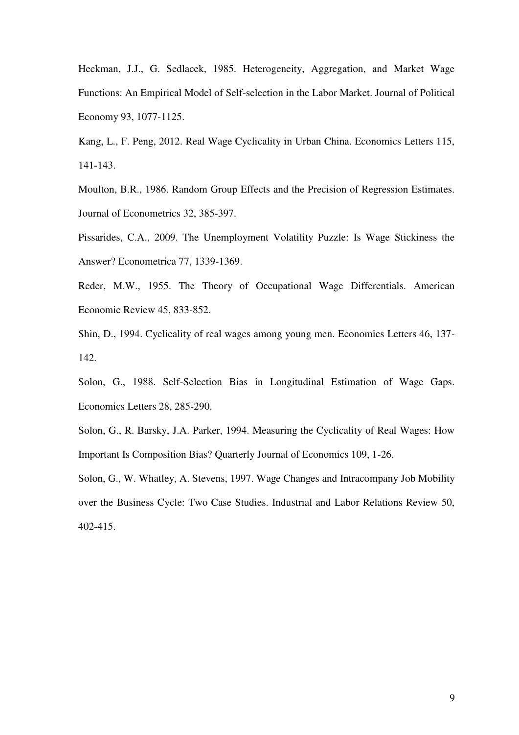Heckman, J.J., G. Sedlacek, 1985. Heterogeneity, Aggregation, and Market Wage Functions: An Empirical Model of Self-selection in the Labor Market. Journal of Political Economy 93, 1077-1125.

Kang, L., F. Peng, 2012. Real Wage Cyclicality in Urban China. Economics Letters 115, 141-143.

Moulton, B.R., 1986. Random Group Effects and the Precision of Regression Estimates. Journal of Econometrics 32, 385-397.

Pissarides, C.A., 2009. The Unemployment Volatility Puzzle: Is Wage Stickiness the Answer? Econometrica 77, 1339-1369.

Reder, M.W., 1955. The Theory of Occupational Wage Differentials. American Economic Review 45, 833-852.

Shin, D., 1994. Cyclicality of real wages among young men. Economics Letters 46, 137-142.

Solon, G., 1988. Self-Selection Bias in Longitudinal Estimation of Wage Gaps. Economics Letters 28, 285-290.

Solon, G., R. Barsky, J.A. Parker, 1994. Measuring the Cyclicality of Real Wages: How Important Is Composition Bias? Quarterly Journal of Economics 109, 1-26.

Solon, G., W. Whatley, A. Stevens, 1997. Wage Changes and Intracompany Job Mobility over the Business Cycle: Two Case Studies. Industrial and Labor Relations Review 50, 402-415.